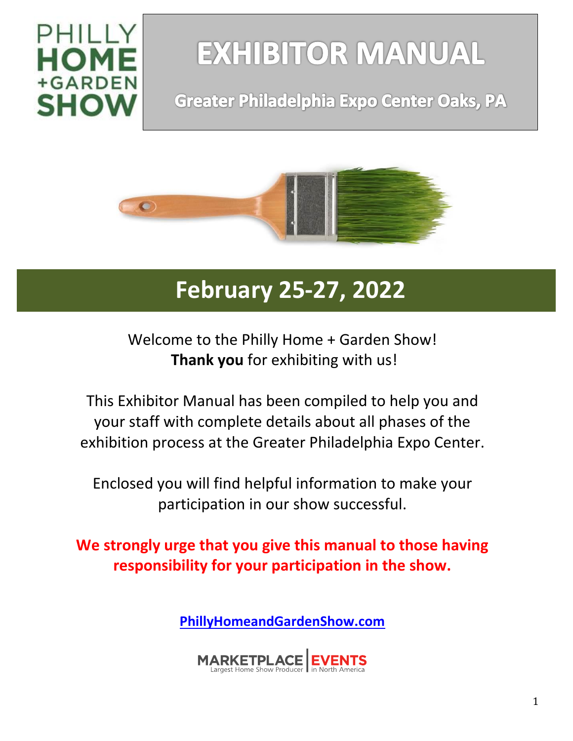PHILLY HOME +GARDEN SHOW

# EXHIBITOR MANUAL

## Greater Philadelphia Expo Center Oaks, PA

## February 25-27, 2022

Welcome to the Philly Home + Garden Show!
**Thank you** for exhibiting with us!

This Exhibitor Manual has been compiled to help you and your staff with complete details about all phases of the exhibition process at the Greater Philadelphia Expo Center.

Enclosed you will find helpful information to make your participation in our show successful.

**We strongly urge that you give this manual to those having responsibility for your participation in the show.**

**PhillyHomeandGardenShow.com**

MARKETPLACE | EVENTS
Largest Home Show Producer | in North America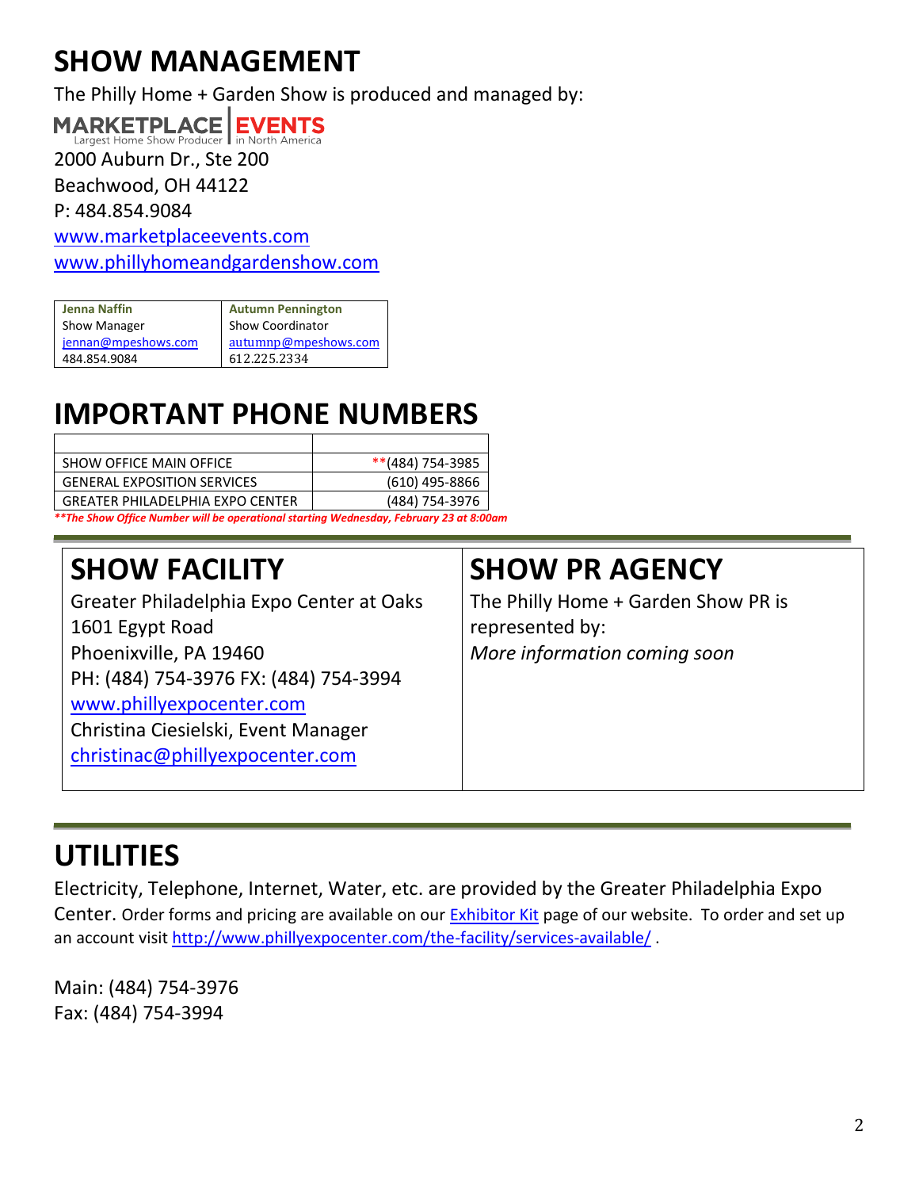# SHOW MANAGEMENT

The Philly Home + Garden Show is produced and managed by:

MARKETPLACE | EVENTS
Largest Home Show Producer in North America

2000 Auburn Dr., Ste 200
Beachwood, OH 44122
P: 484.854.9084
www.marketplaceevents.com
www.phillyhomeandgardenshow.com

| Jenna Naffin | Autumn Pennington |
|---|---|
| Show Manager | Show Coordinator |
| jennan@mpeshows.com | autumnp@mpeshows.com |
| 484.854.9084 | 612.225.2334 |

# IMPORTANT PHONE NUMBERS

| | |
|---|---|
| SHOW OFFICE MAIN OFFICE | **(484) 754-3985 |
| GENERAL EXPOSITION SERVICES | (610) 495-8866 |
| GREATER PHILADELPHIA EXPO CENTER | (484) 754-3976 |

***\*\*The Show Office Number will be operational starting Wednesday, February 23 at 8:00am***

# SHOW FACILITY

Greater Philadelphia Expo Center at Oaks
1601 Egypt Road
Phoenixville, PA 19460
PH: (484) 754-3976 FX: (484) 754-3994
www.phillyexpocenter.com
Christina Ciesielski, Event Manager
christinac@phillyexpocenter.com

# SHOW PR AGENCY

The Philly Home + Garden Show PR is represented by:
*More information coming soon*

# UTILITIES

Electricity, Telephone, Internet, Water, etc. are provided by the Greater Philadelphia Expo Center. Order forms and pricing are available on our Exhibitor Kit page of our website. To order and set up an account visit http://www.phillyexpocenter.com/the-facility/services-available/ .

Main: (484) 754-3976
Fax: (484) 754-3994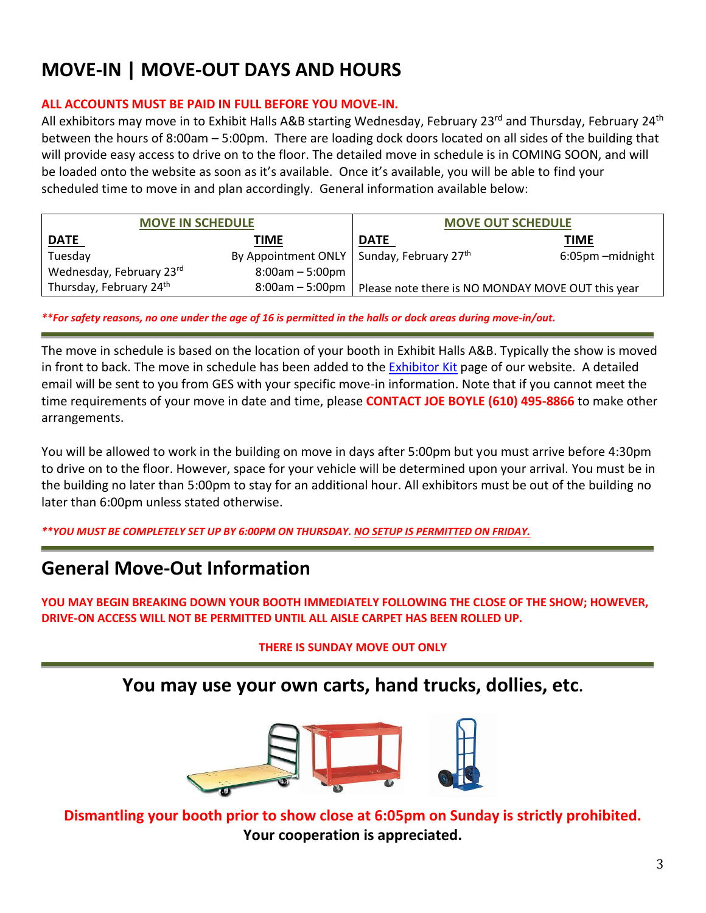# MOVE-IN | MOVE-OUT DAYS AND HOURS

**ALL ACCOUNTS MUST BE PAID IN FULL BEFORE YOU MOVE-IN.**

All exhibitors may move in to Exhibit Halls A&B starting Wednesday, February 23rd and Thursday, February 24th between the hours of 8:00am – 5:00pm. There are loading dock doors located on all sides of the building that will provide easy access to drive on to the floor. The detailed move in schedule is in COMING SOON, and will be loaded onto the website as soon as it's available. Once it's available, you will be able to find your scheduled time to move in and plan accordingly. General information available below:

| MOVE IN SCHEDULE | | MOVE OUT SCHEDULE | |
|---|---|---|---|
| **DATE** | **TIME** | **DATE** | **TIME** |
| Tuesday | By Appointment ONLY | Sunday, February 27th | 6:05pm –midnight |
| Wednesday, February 23rd | 8:00am – 5:00pm | | |
| Thursday, February 24th | 8:00am – 5:00pm | Please note there is NO MONDAY MOVE OUT this year | |

***\*\*For safety reasons, no one under the age of 16 is permitted in the halls or dock areas during move-in/out.***

The move in schedule is based on the location of your booth in Exhibit Halls A&B. Typically the show is moved in front to back. The move in schedule has been added to the Exhibitor Kit page of our website. A detailed email will be sent to you from GES with your specific move-in information. Note that if you cannot meet the time requirements of your move in date and time, please **CONTACT JOE BOYLE (610) 495-8866** to make other arrangements.

You will be allowed to work in the building on move in days after 5:00pm but you must arrive before 4:30pm to drive on to the floor. However, space for your vehicle will be determined upon your arrival. You must be in the building no later than 5:00pm to stay for an additional hour. All exhibitors must be out of the building no later than 6:00pm unless stated otherwise.

***\*\*YOU MUST BE COMPLETELY SET UP BY 6:00PM ON THURSDAY. NO SETUP IS PERMITTED ON FRIDAY.***

## General Move-Out Information

**YOU MAY BEGIN BREAKING DOWN YOUR BOOTH IMMEDIATELY FOLLOWING THE CLOSE OF THE SHOW; HOWEVER, DRIVE-ON ACCESS WILL NOT BE PERMITTED UNTIL ALL AISLE CARPET HAS BEEN ROLLED UP.**

**THERE IS SUNDAY MOVE OUT ONLY**

## You may use your own carts, hand trucks, dollies, etc.

**Dismantling your booth prior to show close at 6:05pm on Sunday is strictly prohibited.**

**Your cooperation is appreciated.**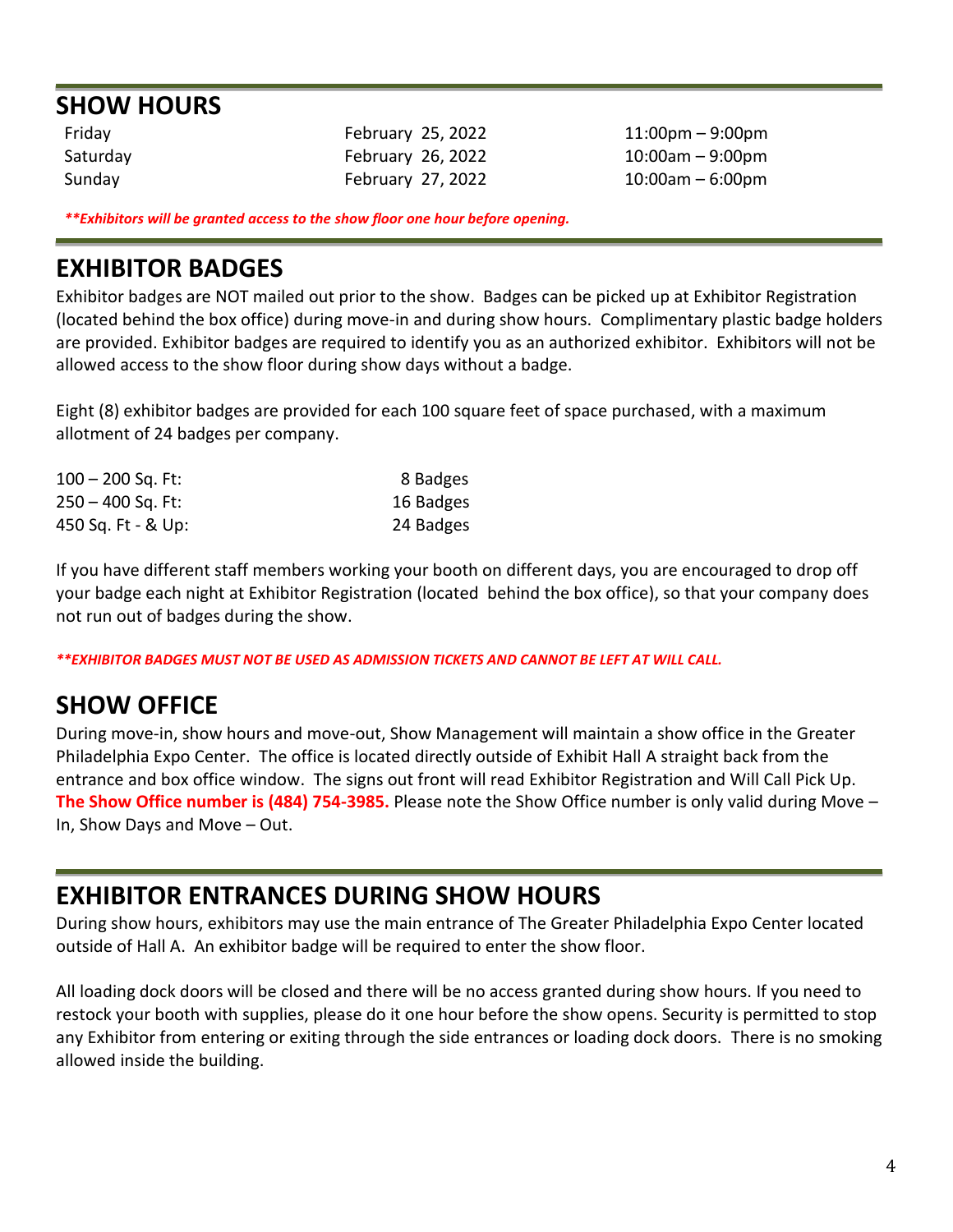## SHOW HOURS

| | | |
|---|---|---|
| Friday | February 25, 2022 | 11:00pm – 9:00pm |
| Saturday | February 26, 2022 | 10:00am – 9:00pm |
| Sunday | February 27, 2022 | 10:00am – 6:00pm |

***\*\*Exhibitors will be granted access to the show floor one hour before opening.***

## EXHIBITOR BADGES

Exhibitor badges are NOT mailed out prior to the show. Badges can be picked up at Exhibitor Registration (located behind the box office) during move-in and during show hours. Complimentary plastic badge holders are provided. Exhibitor badges are required to identify you as an authorized exhibitor. Exhibitors will not be allowed access to the show floor during show days without a badge.

Eight (8) exhibitor badges are provided for each 100 square feet of space purchased, with a maximum allotment of 24 badges per company.

| | |
|---|---|
| 100 – 200 Sq. Ft: | 8 Badges |
| 250 – 400 Sq. Ft: | 16 Badges |
| 450 Sq. Ft - & Up: | 24 Badges |

If you have different staff members working your booth on different days, you are encouraged to drop off your badge each night at Exhibitor Registration (located behind the box office), so that your company does not run out of badges during the show.

***\*\*EXHIBITOR BADGES MUST NOT BE USED AS ADMISSION TICKETS AND CANNOT BE LEFT AT WILL CALL.***

## SHOW OFFICE

During move-in, show hours and move-out, Show Management will maintain a show office in the Greater Philadelphia Expo Center. The office is located directly outside of Exhibit Hall A straight back from the entrance and box office window. The signs out front will read Exhibitor Registration and Will Call Pick Up. **The Show Office number is (484) 754-3985.** Please note the Show Office number is only valid during Move – In, Show Days and Move – Out.

## EXHIBITOR ENTRANCES DURING SHOW HOURS

During show hours, exhibitors may use the main entrance of The Greater Philadelphia Expo Center located outside of Hall A. An exhibitor badge will be required to enter the show floor.

All loading dock doors will be closed and there will be no access granted during show hours. If you need to restock your booth with supplies, please do it one hour before the show opens. Security is permitted to stop any Exhibitor from entering or exiting through the side entrances or loading dock doors. There is no smoking allowed inside the building.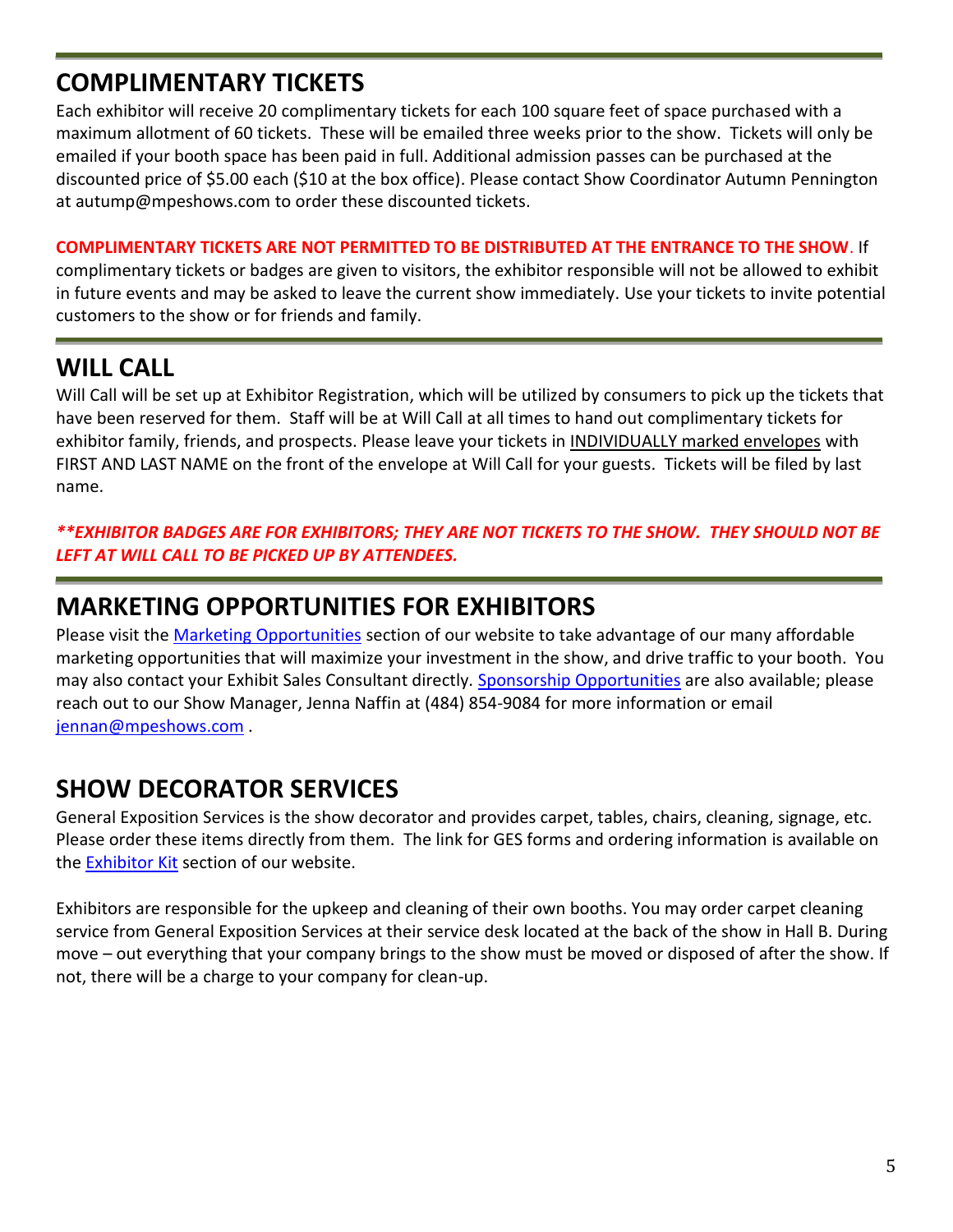## COMPLIMENTARY TICKETS

Each exhibitor will receive 20 complimentary tickets for each 100 square feet of space purchased with a maximum allotment of 60 tickets. These will be emailed three weeks prior to the show. Tickets will only be emailed if your booth space has been paid in full. Additional admission passes can be purchased at the discounted price of $5.00 each ($10 at the box office). Please contact Show Coordinator Autumn Pennington at autump@mpeshows.com to order these discounted tickets.

**COMPLIMENTARY TICKETS ARE NOT PERMITTED TO BE DISTRIBUTED AT THE ENTRANCE TO THE SHOW**. If complimentary tickets or badges are given to visitors, the exhibitor responsible will not be allowed to exhibit in future events and may be asked to leave the current show immediately. Use your tickets to invite potential customers to the show or for friends and family.

## WILL CALL

Will Call will be set up at Exhibitor Registration, which will be utilized by consumers to pick up the tickets that have been reserved for them. Staff will be at Will Call at all times to hand out complimentary tickets for exhibitor family, friends, and prospects. Please leave your tickets in INDIVIDUALLY marked envelopes with FIRST AND LAST NAME on the front of the envelope at Will Call for your guests. Tickets will be filed by last name.

***\*\*EXHIBITOR BADGES ARE FOR EXHIBITORS; THEY ARE NOT TICKETS TO THE SHOW. THEY SHOULD NOT BE LEFT AT WILL CALL TO BE PICKED UP BY ATTENDEES.***

## MARKETING OPPORTUNITIES FOR EXHIBITORS

Please visit the Marketing Opportunities section of our website to take advantage of our many affordable marketing opportunities that will maximize your investment in the show, and drive traffic to your booth. You may also contact your Exhibit Sales Consultant directly. Sponsorship Opportunities are also available; please reach out to our Show Manager, Jenna Naffin at (484) 854-9084 for more information or email jennan@mpeshows.com .

## SHOW DECORATOR SERVICES

General Exposition Services is the show decorator and provides carpet, tables, chairs, cleaning, signage, etc. Please order these items directly from them. The link for GES forms and ordering information is available on the Exhibitor Kit section of our website.

Exhibitors are responsible for the upkeep and cleaning of their own booths. You may order carpet cleaning service from General Exposition Services at their service desk located at the back of the show in Hall B. During move – out everything that your company brings to the show must be moved or disposed of after the show. If not, there will be a charge to your company for clean-up.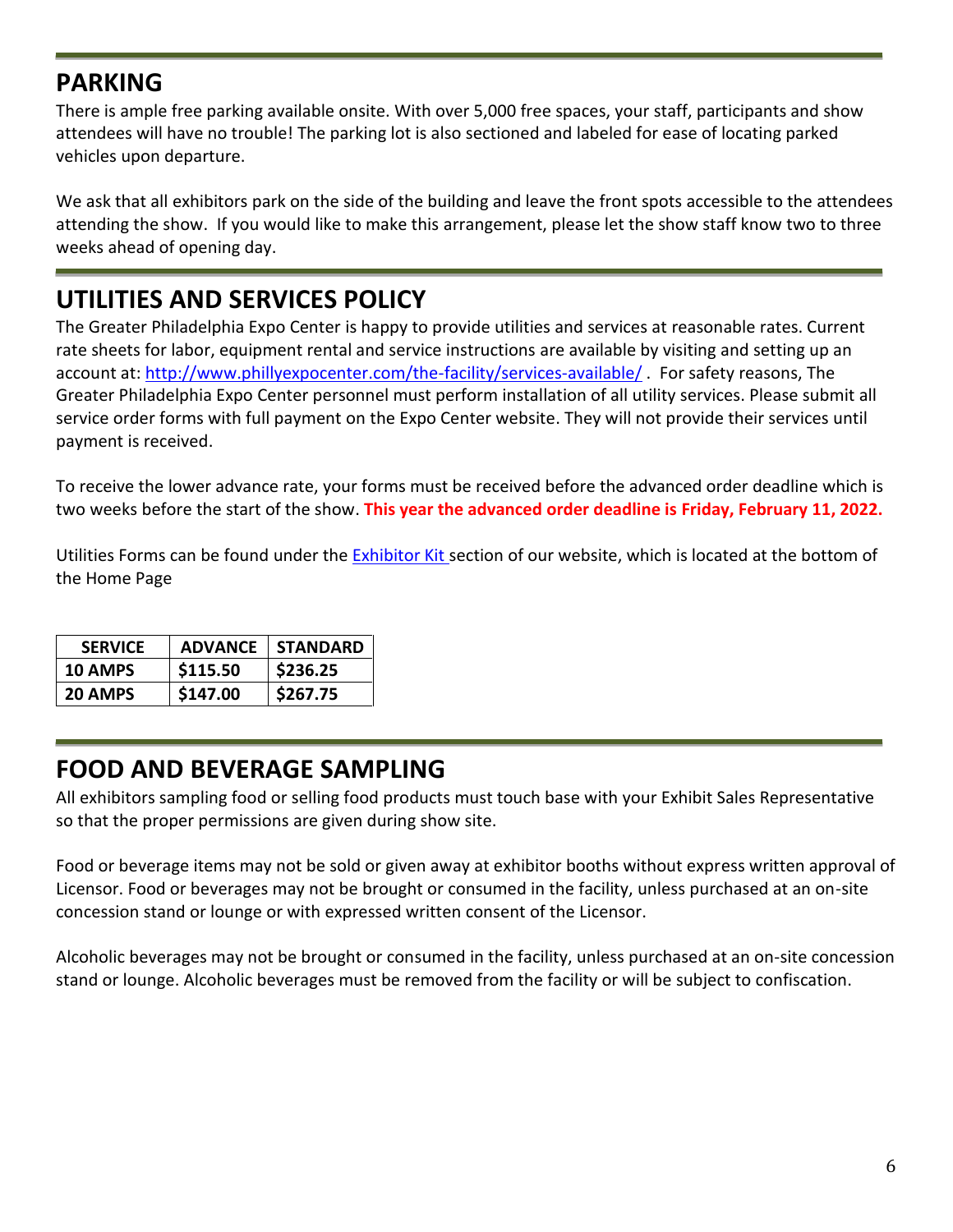## PARKING

There is ample free parking available onsite. With over 5,000 free spaces, your staff, participants and show attendees will have no trouble! The parking lot is also sectioned and labeled for ease of locating parked vehicles upon departure.

We ask that all exhibitors park on the side of the building and leave the front spots accessible to the attendees attending the show. If you would like to make this arrangement, please let the show staff know two to three weeks ahead of opening day.

## UTILITIES AND SERVICES POLICY

The Greater Philadelphia Expo Center is happy to provide utilities and services at reasonable rates. Current rate sheets for labor, equipment rental and service instructions are available by visiting and setting up an account at: http://www.phillyexpocenter.com/the-facility/services-available/ . For safety reasons, The Greater Philadelphia Expo Center personnel must perform installation of all utility services. Please submit all service order forms with full payment on the Expo Center website. They will not provide their services until payment is received.

To receive the lower advance rate, your forms must be received before the advanced order deadline which is two weeks before the start of the show. **This year the advanced order deadline is Friday, February 11, 2022.**

Utilities Forms can be found under the Exhibitor Kit section of our website, which is located at the bottom of the Home Page

| SERVICE | ADVANCE | STANDARD |
|---|---|---|
| 10 AMPS | $115.50 | $236.25 |
| 20 AMPS | $147.00 | $267.75 |

## FOOD AND BEVERAGE SAMPLING

All exhibitors sampling food or selling food products must touch base with your Exhibit Sales Representative so that the proper permissions are given during show site.

Food or beverage items may not be sold or given away at exhibitor booths without express written approval of Licensor. Food or beverages may not be brought or consumed in the facility, unless purchased at an on-site concession stand or lounge or with expressed written consent of the Licensor.

Alcoholic beverages may not be brought or consumed in the facility, unless purchased at an on-site concession stand or lounge. Alcoholic beverages must be removed from the facility or will be subject to confiscation.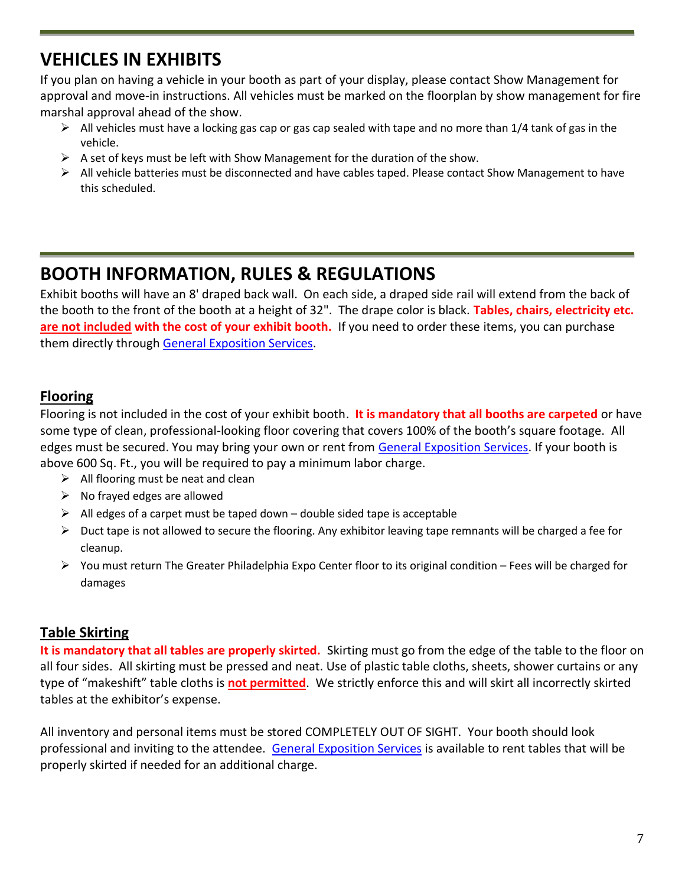## VEHICLES IN EXHIBITS

If you plan on having a vehicle in your booth as part of your display, please contact Show Management for approval and move-in instructions. All vehicles must be marked on the floorplan by show management for fire marshal approval ahead of the show.

- All vehicles must have a locking gas cap or gas cap sealed with tape and no more than 1/4 tank of gas in the vehicle.
- A set of keys must be left with Show Management for the duration of the show.
- All vehicle batteries must be disconnected and have cables taped. Please contact Show Management to have this scheduled.

## BOOTH INFORMATION, RULES & REGULATIONS

Exhibit booths will have an 8' draped back wall. On each side, a draped side rail will extend from the back of the booth to the front of the booth at a height of 32". The drape color is black. **Tables, chairs, electricity etc. are not included with the cost of your exhibit booth.** If you need to order these items, you can purchase them directly through General Exposition Services.

### Flooring

Flooring is not included in the cost of your exhibit booth. **It is mandatory that all booths are carpeted** or have some type of clean, professional-looking floor covering that covers 100% of the booth's square footage. All edges must be secured. You may bring your own or rent from General Exposition Services. If your booth is above 600 Sq. Ft., you will be required to pay a minimum labor charge.

- All flooring must be neat and clean
- No frayed edges are allowed
- All edges of a carpet must be taped down – double sided tape is acceptable
- Duct tape is not allowed to secure the flooring. Any exhibitor leaving tape remnants will be charged a fee for cleanup.
- You must return The Greater Philadelphia Expo Center floor to its original condition – Fees will be charged for damages

### Table Skirting

**It is mandatory that all tables are properly skirted.** Skirting must go from the edge of the table to the floor on all four sides. All skirting must be pressed and neat. Use of plastic table cloths, sheets, shower curtains or any type of "makeshift" table cloths is **not permitted**. We strictly enforce this and will skirt all incorrectly skirted tables at the exhibitor's expense.

All inventory and personal items must be stored COMPLETELY OUT OF SIGHT. Your booth should look professional and inviting to the attendee. General Exposition Services is available to rent tables that will be properly skirted if needed for an additional charge.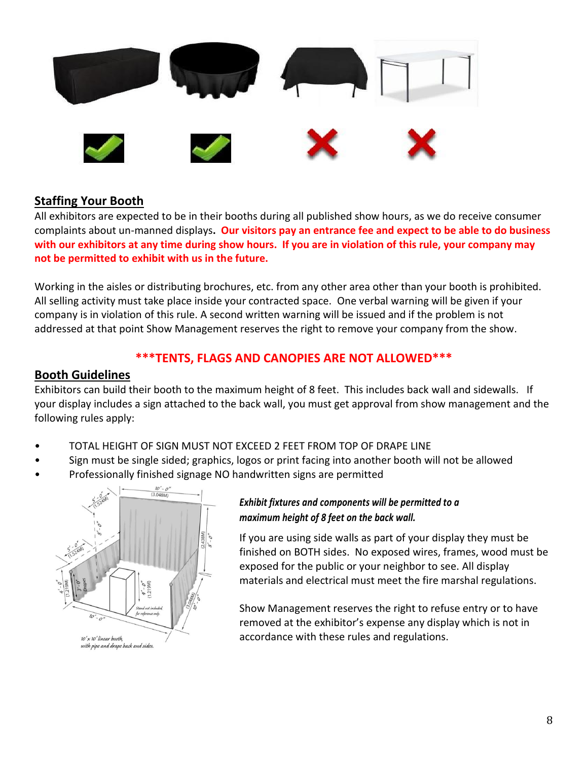## Staffing Your Booth

All exhibitors are expected to be in their booths during all published show hours, as we do receive consumer complaints about un-manned displays. **Our visitors pay an entrance fee and expect to be able to do business with our exhibitors at any time during show hours. If you are in violation of this rule, your company may not be permitted to exhibit with us in the future.**

Working in the aisles or distributing brochures, etc. from any other area other than your booth is prohibited. All selling activity must take place inside your contracted space. One verbal warning will be given if your company is in violation of this rule. A second written warning will be issued and if the problem is not addressed at that point Show Management reserves the right to remove your company from the show.

**\*\*\*TENTS, FLAGS AND CANOPIES ARE NOT ALLOWED\*\*\***

## Booth Guidelines

Exhibitors can build their booth to the maximum height of 8 feet. This includes back wall and sidewalls. If your display includes a sign attached to the back wall, you must get approval from show management and the following rules apply:

- TOTAL HEIGHT OF SIGN MUST NOT EXCEED 2 FEET FROM TOP OF DRAPE LINE
- Sign must be single sided; graphics, logos or print facing into another booth will not be allowed
- Professionally finished signage NO handwritten signs are permitted

10' x 10' linear booth, with pipe and drape back and sides.

***Exhibit fixtures and components will be permitted to a maximum height of 8 feet on the back wall.***

If you are using side walls as part of your display they must be finished on BOTH sides. No exposed wires, frames, wood must be exposed for the public or your neighbor to see. All display materials and electrical must meet the fire marshal regulations.

Show Management reserves the right to refuse entry or to have removed at the exhibitor's expense any display which is not in accordance with these rules and regulations.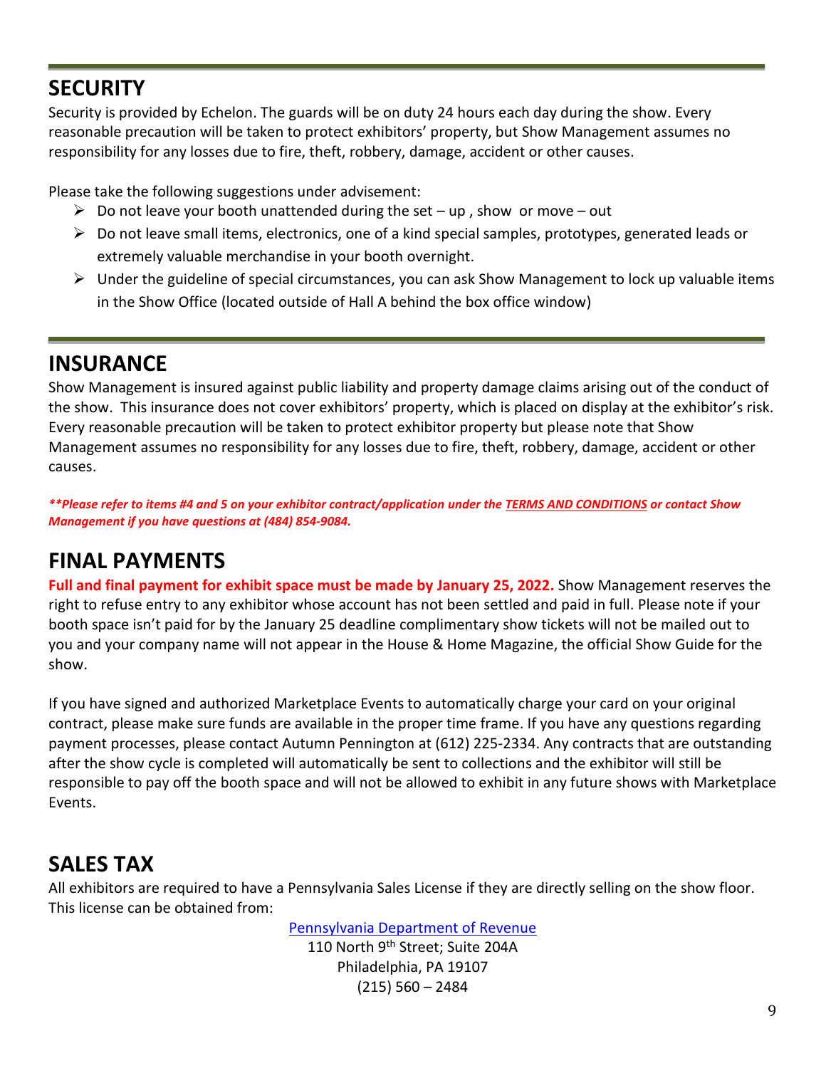## SECURITY

Security is provided by Echelon. The guards will be on duty 24 hours each day during the show. Every reasonable precaution will be taken to protect exhibitors' property, but Show Management assumes no responsibility for any losses due to fire, theft, robbery, damage, accident or other causes.

Please take the following suggestions under advisement:

- Do not leave your booth unattended during the set – up , show or move – out
- Do not leave small items, electronics, one of a kind special samples, prototypes, generated leads or extremely valuable merchandise in your booth overnight.
- Under the guideline of special circumstances, you can ask Show Management to lock up valuable items in the Show Office (located outside of Hall A behind the box office window)

## INSURANCE

Show Management is insured against public liability and property damage claims arising out of the conduct of the show. This insurance does not cover exhibitors' property, which is placed on display at the exhibitor's risk. Every reasonable precaution will be taken to protect exhibitor property but please note that Show Management assumes no responsibility for any losses due to fire, theft, robbery, damage, accident or other causes.

***\*\*Please refer to items #4 and 5 on your exhibitor contract/application under the TERMS AND CONDITIONS or contact Show Management if you have questions at (484) 854-9084.***

## FINAL PAYMENTS

**Full and final payment for exhibit space must be made by January 25, 2022.** Show Management reserves the right to refuse entry to any exhibitor whose account has not been settled and paid in full. Please note if your booth space isn't paid for by the January 25 deadline complimentary show tickets will not be mailed out to you and your company name will not appear in the House & Home Magazine, the official Show Guide for the show.

If you have signed and authorized Marketplace Events to automatically charge your card on your original contract, please make sure funds are available in the proper time frame. If you have any questions regarding payment processes, please contact Autumn Pennington at (612) 225-2334. Any contracts that are outstanding after the show cycle is completed will automatically be sent to collections and the exhibitor will still be responsible to pay off the booth space and will not be allowed to exhibit in any future shows with Marketplace Events.

## SALES TAX

All exhibitors are required to have a Pennsylvania Sales License if they are directly selling on the show floor. This license can be obtained from:

Pennsylvania Department of Revenue
110 North 9th Street; Suite 204A
Philadelphia, PA 19107
(215) 560 – 2484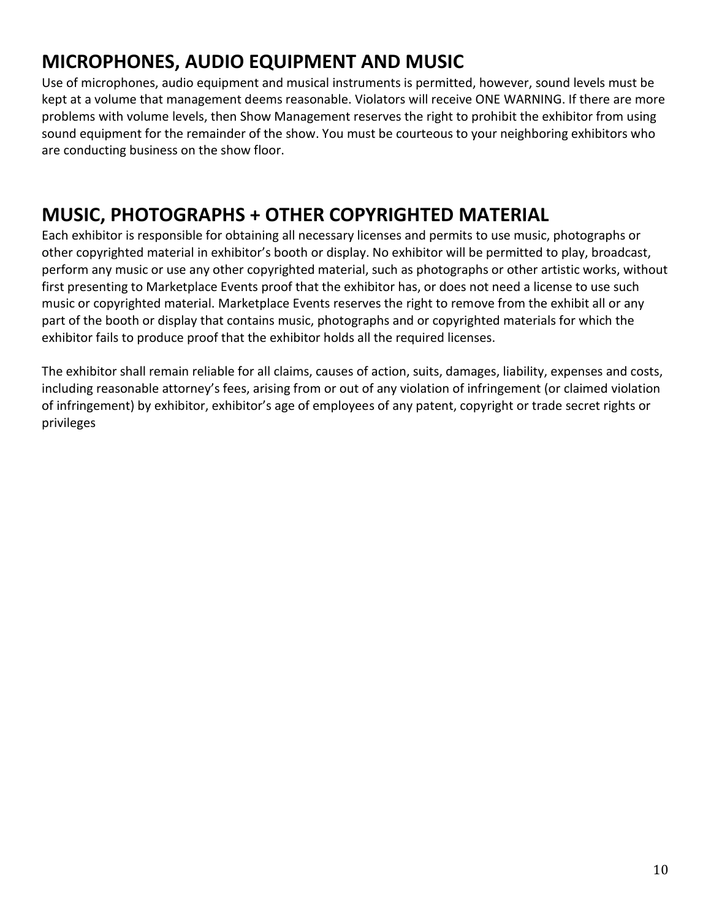## MICROPHONES, AUDIO EQUIPMENT AND MUSIC

Use of microphones, audio equipment and musical instruments is permitted, however, sound levels must be kept at a volume that management deems reasonable. Violators will receive ONE WARNING. If there are more problems with volume levels, then Show Management reserves the right to prohibit the exhibitor from using sound equipment for the remainder of the show. You must be courteous to your neighboring exhibitors who are conducting business on the show floor.

## MUSIC, PHOTOGRAPHS + OTHER COPYRIGHTED MATERIAL

Each exhibitor is responsible for obtaining all necessary licenses and permits to use music, photographs or other copyrighted material in exhibitor's booth or display. No exhibitor will be permitted to play, broadcast, perform any music or use any other copyrighted material, such as photographs or other artistic works, without first presenting to Marketplace Events proof that the exhibitor has, or does not need a license to use such music or copyrighted material. Marketplace Events reserves the right to remove from the exhibit all or any part of the booth or display that contains music, photographs and or copyrighted materials for which the exhibitor fails to produce proof that the exhibitor holds all the required licenses.

The exhibitor shall remain reliable for all claims, causes of action, suits, damages, liability, expenses and costs, including reasonable attorney's fees, arising from or out of any violation of infringement (or claimed violation of infringement) by exhibitor, exhibitor's age of employees of any patent, copyright or trade secret rights or privileges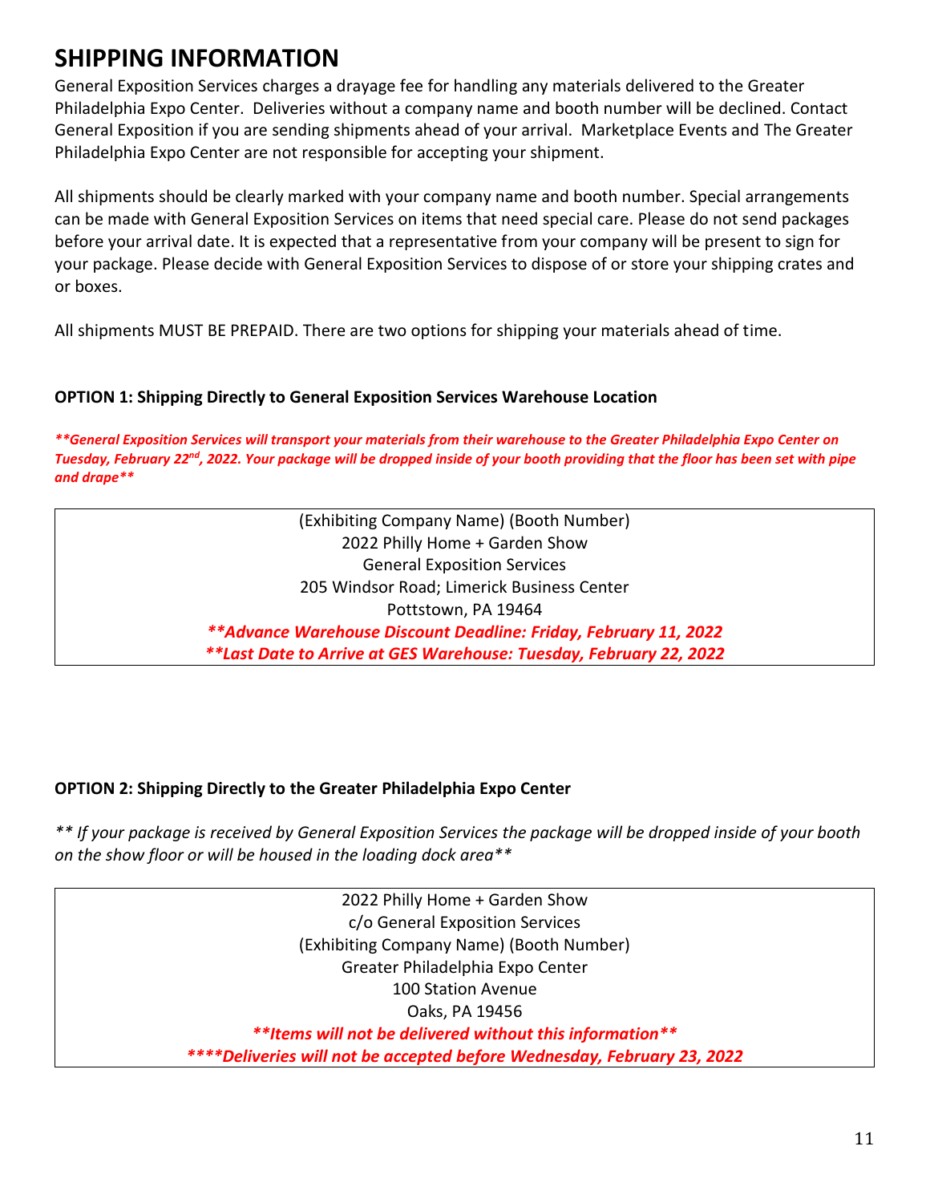# SHIPPING INFORMATION

General Exposition Services charges a drayage fee for handling any materials delivered to the Greater Philadelphia Expo Center. Deliveries without a company name and booth number will be declined. Contact General Exposition if you are sending shipments ahead of your arrival. Marketplace Events and The Greater Philadelphia Expo Center are not responsible for accepting your shipment.

All shipments should be clearly marked with your company name and booth number. Special arrangements can be made with General Exposition Services on items that need special care. Please do not send packages before your arrival date. It is expected that a representative from your company will be present to sign for your package. Please decide with General Exposition Services to dispose of or store your shipping crates and or boxes.

All shipments MUST BE PREPAID. There are two options for shipping your materials ahead of time.

**OPTION 1: Shipping Directly to General Exposition Services Warehouse Location**

***\*\*General Exposition Services will transport your materials from their warehouse to the Greater Philadelphia Expo Center on Tuesday, February 22nd, 2022. Your package will be dropped inside of your booth providing that the floor has been set with pipe and drape\*\****

(Exhibiting Company Name) (Booth Number)
2022 Philly Home + Garden Show
General Exposition Services
205 Windsor Road; Limerick Business Center
Pottstown, PA 19464
***\*\*Advance Warehouse Discount Deadline: Friday, February 11, 2022***
***\*\*Last Date to Arrive at GES Warehouse: Tuesday, February 22, 2022***

**OPTION 2: Shipping Directly to the Greater Philadelphia Expo Center**

*\*\* If your package is received by General Exposition Services the package will be dropped inside of your booth on the show floor or will be housed in the loading dock area\*\**

2022 Philly Home + Garden Show
c/o General Exposition Services
(Exhibiting Company Name) (Booth Number)
Greater Philadelphia Expo Center
100 Station Avenue
Oaks, PA 19456
***\*\*Items will not be delivered without this information\*\****
***\*\*\*\*Deliveries will not be accepted before Wednesday, February 23, 2022***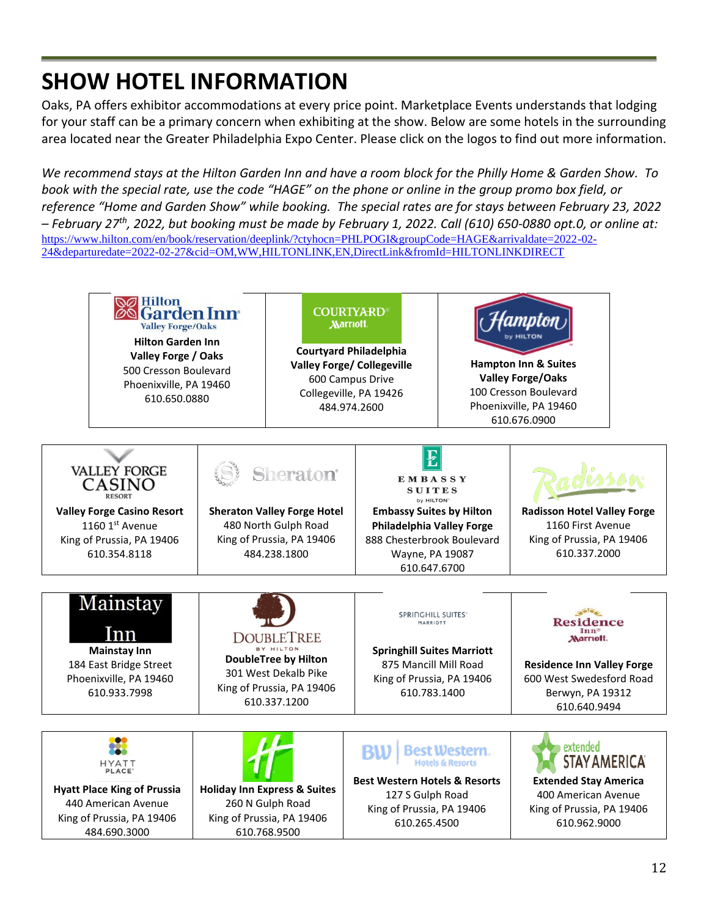# SHOW HOTEL INFORMATION

Oaks, PA offers exhibitor accommodations at every price point. Marketplace Events understands that lodging for your staff can be a primary concern when exhibiting at the show. Below are some hotels in the surrounding area located near the Greater Philadelphia Expo Center. Please click on the logos to find out more information.

*We recommend stays at the Hilton Garden Inn and have a room block for the Philly Home & Garden Show. To book with the special rate, use the code "HAGE" on the phone or online in the group promo box field, or reference "Home and Garden Show" while booking. The special rates are for stays between February 23, 2022 – February 27th, 2022, but booking must be made by February 1, 2022. Call (610) 650-0880 opt.0, or online at:* https://www.hilton.com/en/book/reservation/deeplink/?ctyhocn=PHLPOGI&groupCode=HAGE&arrivaldate=2022-02-24&departuredate=2022-02-27&cid=OM,WW,HILTONLINK,EN,DirectLink&fromId=HILTONLINKDIRECT

| | | |
|---|---|---|
| **Hilton Garden Inn Valley Forge / Oaks**<br>500 Cresson Boulevard<br>Phoenixville, PA 19460<br>610.650.0880 | **Courtyard Philadelphia Valley Forge/ Collegeville**<br>600 Campus Drive<br>Collegeville, PA 19426<br>484.974.2600 | **Hampton Inn & Suites Valley Forge/Oaks**<br>100 Cresson Boulevard<br>Phoenixville, PA 19460<br>610.676.0900 |

| | | | |
|---|---|---|---|
| **Valley Forge Casino Resort**<br>1160 1st Avenue<br>King of Prussia, PA 19406<br>610.354.8118 | **Sheraton Valley Forge Hotel**<br>480 North Gulph Road<br>King of Prussia, PA 19406<br>484.238.1800 | **Embassy Suites by Hilton Philadelphia Valley Forge**<br>888 Chesterbrook Boulevard<br>Wayne, PA 19087<br>610.647.6700 | **Radisson Hotel Valley Forge**<br>1160 First Avenue<br>King of Prussia, PA 19406<br>610.337.2000 |
| **Mainstay Inn**<br>184 East Bridge Street<br>Phoenixville, PA 19460<br>610.933.7998 | **DoubleTree by Hilton**<br>301 West Dekalb Pike<br>King of Prussia, PA 19406<br>610.337.1200 | **Springhill Suites Marriott**<br>875 Mancill Mill Road<br>King of Prussia, PA 19406<br>610.783.1400 | **Residence Inn Valley Forge**<br>600 West Swedesford Road<br>Berwyn, PA 19312<br>610.640.9494 |
| **Hyatt Place King of Prussia**<br>440 American Avenue<br>King of Prussia, PA 19406<br>484.690.3000 | **Holiday Inn Express & Suites**<br>260 N Gulph Road<br>King of Prussia, PA 19406<br>610.768.9500 | **Best Western Hotels & Resorts**<br>127 S Gulph Road<br>King of Prussia, PA 19406<br>610.265.4500 | **Extended Stay America**<br>400 American Avenue<br>King of Prussia, PA 19406<br>610.962.9000 |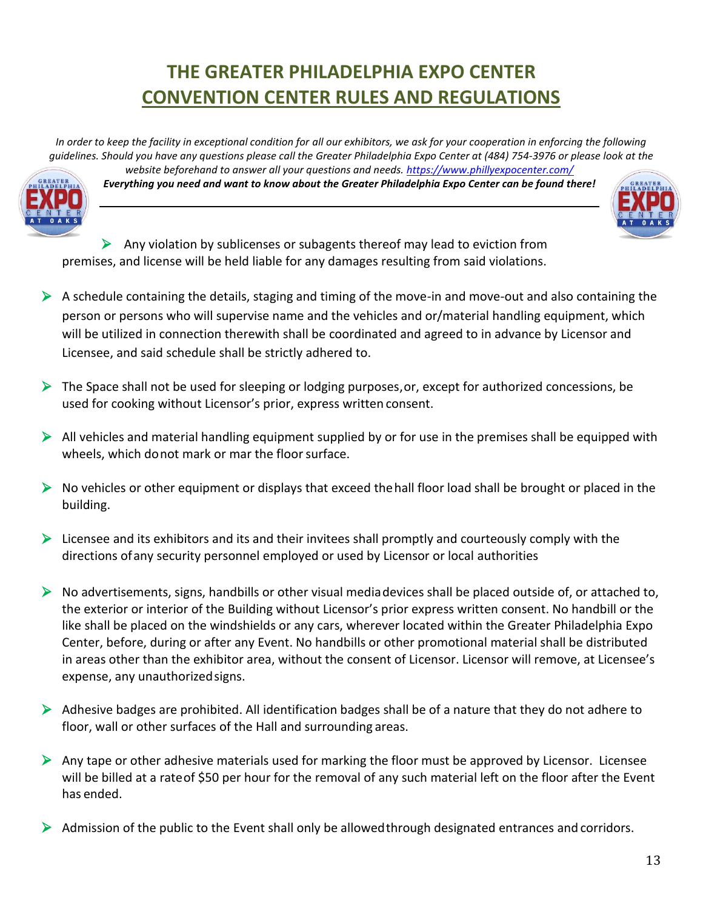# THE GREATER PHILADELPHIA EXPO CENTER
## CONVENTION CENTER RULES AND REGULATIONS

*In order to keep the facility in exceptional condition for all our exhibitors, we ask for your cooperation in enforcing the following guidelines. Should you have any questions please call the Greater Philadelphia Expo Center at (484) 754-3976 or please look at the website beforehand to answer all your questions and needs.* *https://www.phillyexpocenter.com/*

***Everything you need and want to know about the Greater Philadelphia Expo Center can be found there!***

---

- Any violation by sublicenses or subagents thereof may lead to eviction from premises, and license will be held liable for any damages resulting from said violations.

- A schedule containing the details, staging and timing of the move-in and move-out and also containing the person or persons who will supervise name and the vehicles and or/material handling equipment, which will be utilized in connection therewith shall be coordinated and agreed to in advance by Licensor and Licensee, and said schedule shall be strictly adhered to.

- The Space shall not be used for sleeping or lodging purposes, or, except for authorized concessions, be used for cooking without Licensor's prior, express written consent.

- All vehicles and material handling equipment supplied by or for use in the premises shall be equipped with wheels, which do not mark or mar the floor surface.

- No vehicles or other equipment or displays that exceed the hall floor load shall be brought or placed in the building.

- Licensee and its exhibitors and its and their invitees shall promptly and courteously comply with the directions of any security personnel employed or used by Licensor or local authorities

- No advertisements, signs, handbills or other visual media devices shall be placed outside of, or attached to, the exterior or interior of the Building without Licensor's prior express written consent. No handbill or the like shall be placed on the windshields or any cars, wherever located within the Greater Philadelphia Expo Center, before, during or after any Event. No handbills or other promotional material shall be distributed in areas other than the exhibitor area, without the consent of Licensor. Licensor will remove, at Licensee's expense, any unauthorized signs.

- Adhesive badges are prohibited. All identification badges shall be of a nature that they do not adhere to floor, wall or other surfaces of the Hall and surrounding areas.

- Any tape or other adhesive materials used for marking the floor must be approved by Licensor. Licensee will be billed at a rate of $50 per hour for the removal of any such material left on the floor after the Event has ended.

- Admission of the public to the Event shall only be allowed through designated entrances and corridors.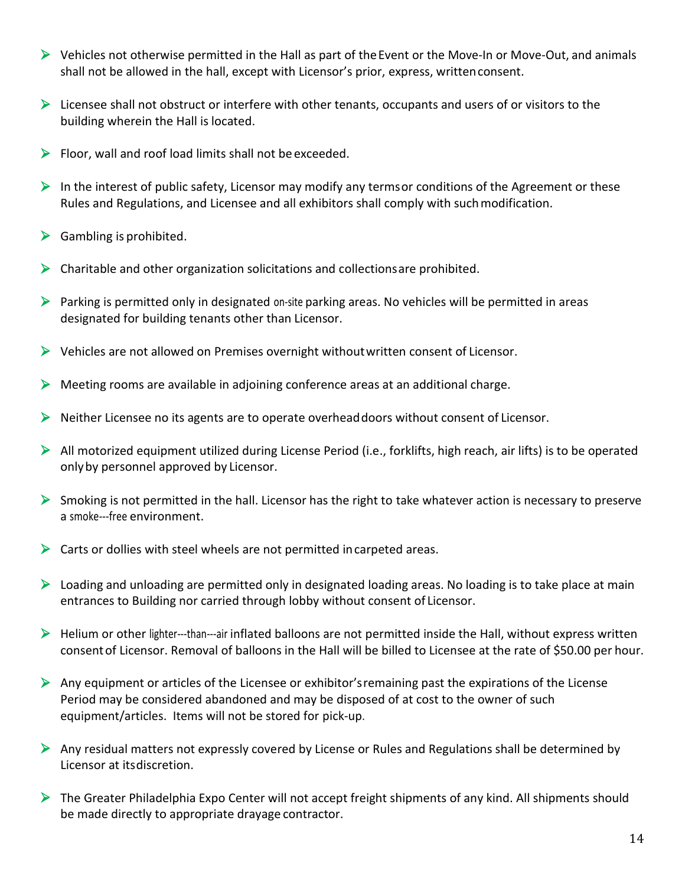- Vehicles not otherwise permitted in the Hall as part of the Event or the Move-In or Move-Out, and animals shall not be allowed in the hall, except with Licensor's prior, express, written consent.

- Licensee shall not obstruct or interfere with other tenants, occupants and users of or visitors to the building wherein the Hall is located.

- Floor, wall and roof load limits shall not be exceeded.

- In the interest of public safety, Licensor may modify any terms or conditions of the Agreement or these Rules and Regulations, and Licensee and all exhibitors shall comply with such modification.

- Gambling is prohibited.

- Charitable and other organization solicitations and collections are prohibited.

- Parking is permitted only in designated on-site parking areas. No vehicles will be permitted in areas designated for building tenants other than Licensor.

- Vehicles are not allowed on Premises overnight without written consent of Licensor.

- Meeting rooms are available in adjoining conference areas at an additional charge.

- Neither Licensee no its agents are to operate overhead doors without consent of Licensor.

- All motorized equipment utilized during License Period (i.e., forklifts, high reach, air lifts) is to be operated only by personnel approved by Licensor.

- Smoking is not permitted in the hall. Licensor has the right to take whatever action is necessary to preserve a smoke---free environment.

- Carts or dollies with steel wheels are not permitted in carpeted areas.

- Loading and unloading are permitted only in designated loading areas. No loading is to take place at main entrances to Building nor carried through lobby without consent of Licensor.

- Helium or other lighter---than---air inflated balloons are not permitted inside the Hall, without express written consent of Licensor. Removal of balloons in the Hall will be billed to Licensee at the rate of $50.00 per hour.

- Any equipment or articles of the Licensee or exhibitor's remaining past the expirations of the License Period may be considered abandoned and may be disposed of at cost to the owner of such equipment/articles. Items will not be stored for pick-up.

- Any residual matters not expressly covered by License or Rules and Regulations shall be determined by Licensor at its discretion.

- The Greater Philadelphia Expo Center will not accept freight shipments of any kind. All shipments should be made directly to appropriate drayage contractor.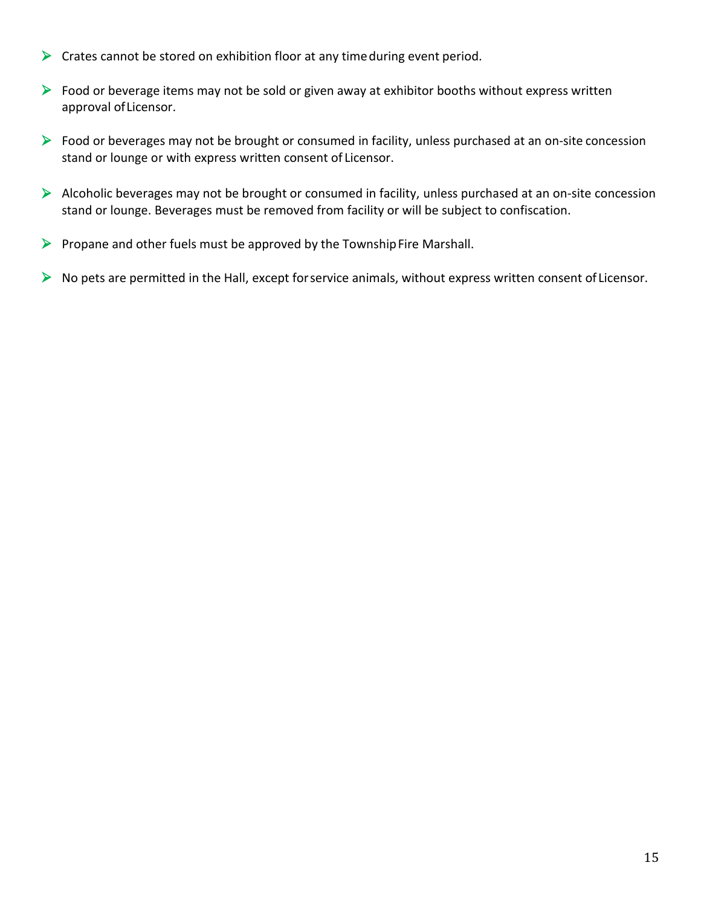- Crates cannot be stored on exhibition floor at any time during event period.
- Food or beverage items may not be sold or given away at exhibitor booths without express written approval of Licensor.
- Food or beverages may not be brought or consumed in facility, unless purchased at an on-site concession stand or lounge or with express written consent of Licensor.
- Alcoholic beverages may not be brought or consumed in facility, unless purchased at an on-site concession stand or lounge. Beverages must be removed from facility or will be subject to confiscation.
- Propane and other fuels must be approved by the Township Fire Marshall.
- No pets are permitted in the Hall, except for service animals, without express written consent of Licensor.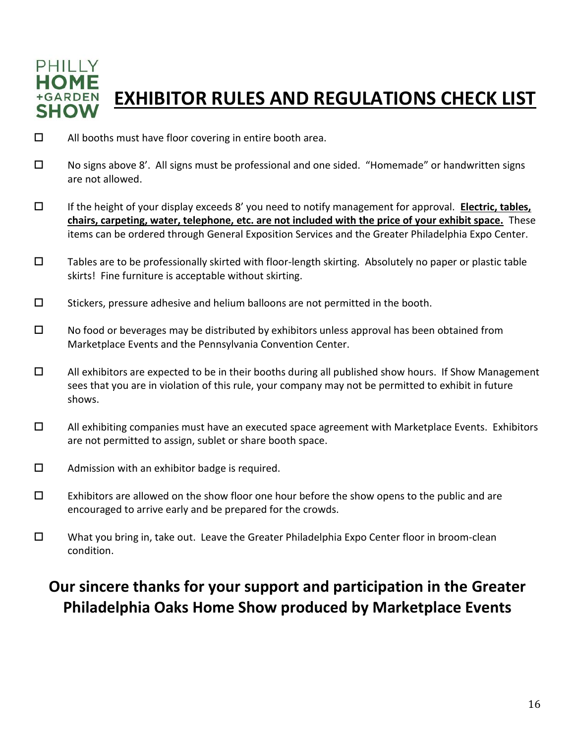PHILLY HOME +GARDEN SHOW

# EXHIBITOR RULES AND REGULATIONS CHECK LIST

- ☐ All booths must have floor covering in entire booth area.
- ☐ No signs above 8'. All signs must be professional and one sided. "Homemade" or handwritten signs are not allowed.
- ☐ If the height of your display exceeds 8' you need to notify management for approval. **Electric, tables, chairs, carpeting, water, telephone, etc. are not included with the price of your exhibit space.** These items can be ordered through General Exposition Services and the Greater Philadelphia Expo Center.
- ☐ Tables are to be professionally skirted with floor-length skirting. Absolutely no paper or plastic table skirts! Fine furniture is acceptable without skirting.
- ☐ Stickers, pressure adhesive and helium balloons are not permitted in the booth.
- ☐ No food or beverages may be distributed by exhibitors unless approval has been obtained from Marketplace Events and the Pennsylvania Convention Center.
- ☐ All exhibitors are expected to be in their booths during all published show hours. If Show Management sees that you are in violation of this rule, your company may not be permitted to exhibit in future shows.
- ☐ All exhibiting companies must have an executed space agreement with Marketplace Events. Exhibitors are not permitted to assign, sublet or share booth space.
- ☐ Admission with an exhibitor badge is required.
- ☐ Exhibitors are allowed on the show floor one hour before the show opens to the public and are encouraged to arrive early and be prepared for the crowds.
- ☐ What you bring in, take out. Leave the Greater Philadelphia Expo Center floor in broom-clean condition.

## Our sincere thanks for your support and participation in the Greater Philadelphia Oaks Home Show produced by Marketplace Events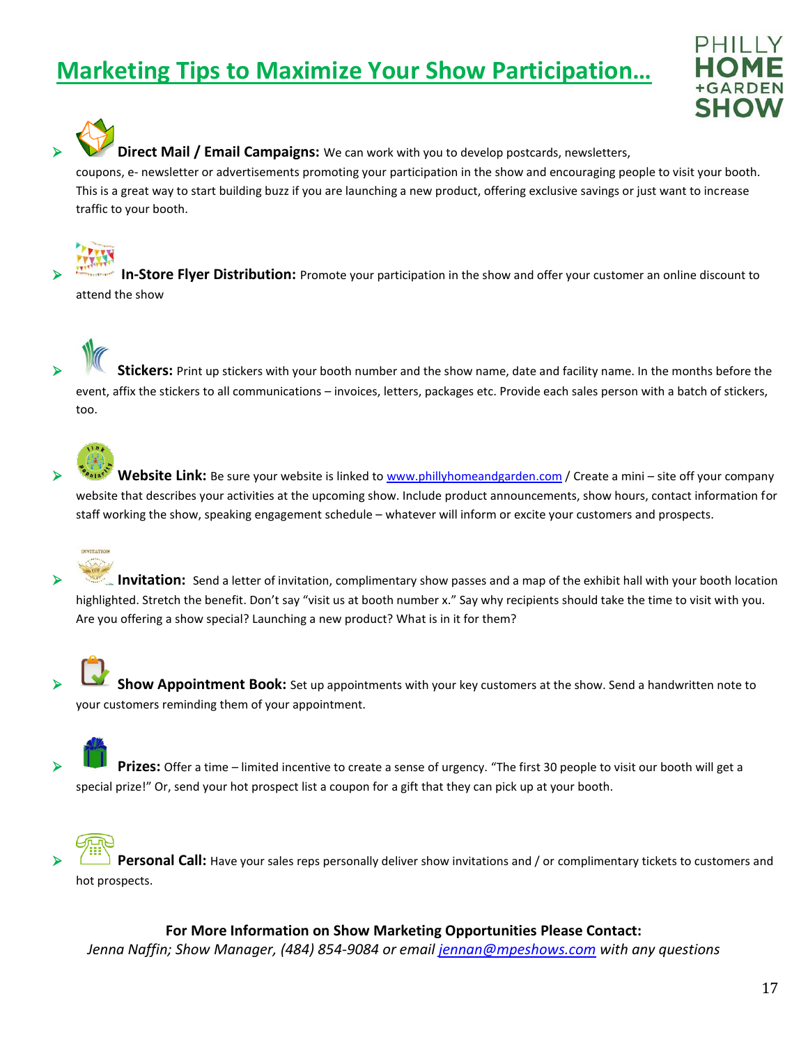# Marketing Tips to Maximize Your Show Participation…

PHILLY HOME +GARDEN SHOW

- **Direct Mail / Email Campaigns:** We can work with you to develop postcards, newsletters, coupons, e- newsletter or advertisements promoting your participation in the show and encouraging people to visit your booth. This is a great way to start building buzz if you are launching a new product, offering exclusive savings or just want to increase traffic to your booth.

- **In-Store Flyer Distribution:** Promote your participation in the show and offer your customer an online discount to attend the show

- **Stickers:** Print up stickers with your booth number and the show name, date and facility name. In the months before the event, affix the stickers to all communications – invoices, letters, packages etc. Provide each sales person with a batch of stickers, too.

- **Website Link:** Be sure your website is linked to www.phillyhomeandgarden.com / Create a mini – site off your company website that describes your activities at the upcoming show. Include product announcements, show hours, contact information for staff working the show, speaking engagement schedule – whatever will inform or excite your customers and prospects.

- **Invitation:** Send a letter of invitation, complimentary show passes and a map of the exhibit hall with your booth location highlighted. Stretch the benefit. Don't say "visit us at booth number x." Say why recipients should take the time to visit with you. Are you offering a show special? Launching a new product? What is in it for them?

- **Show Appointment Book:** Set up appointments with your key customers at the show. Send a handwritten note to your customers reminding them of your appointment.

- **Prizes:** Offer a time – limited incentive to create a sense of urgency. "The first 30 people to visit our booth will get a special prize!" Or, send your hot prospect list a coupon for a gift that they can pick up at your booth.

- **Personal Call:** Have your sales reps personally deliver show invitations and / or complimentary tickets to customers and hot prospects.

**For More Information on Show Marketing Opportunities Please Contact:**
*Jenna Naffin; Show Manager, (484) 854-9084 or email jennan@mpeshows.com with any questions*